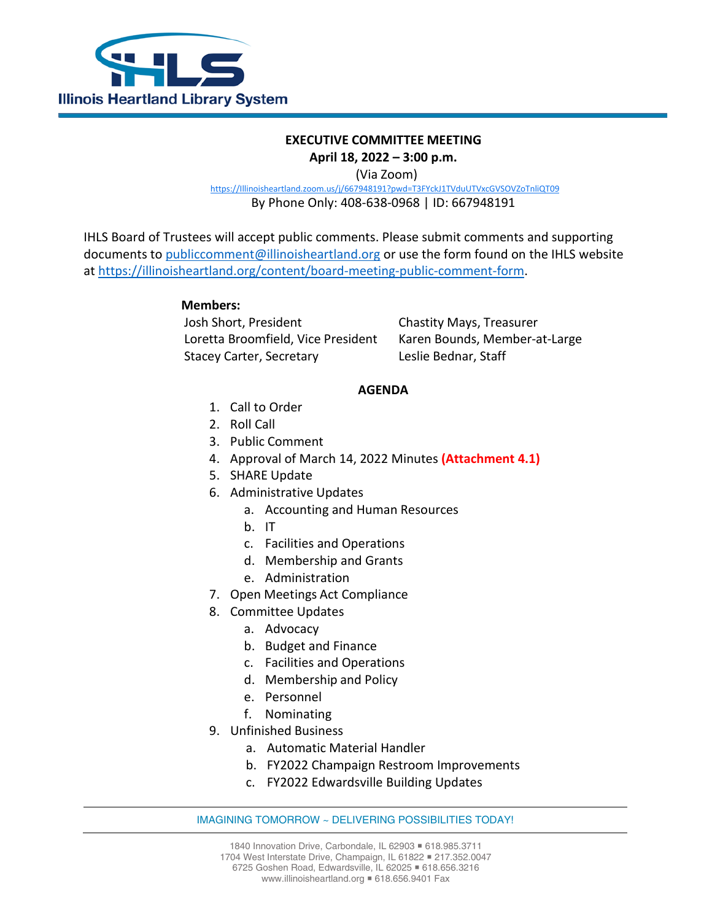Illinois Heartland Library System

# EXECUTIVE COMMITTEE MEETING

**April 18, 2022 – 3:00 p.m.**

(Via Zoom)

https://Illinoisheartland.zoom.us/j/667948191?pwd=T3FYckJ1TVduUTVxcGVSOVZoTnliQT09

By Phone Only: 408-638-0968 | ID: 667948191

IHLS Board of Trustees will accept public comments. Please submit comments and supporting documents to publiccomment@illinoisheartland.org or use the form found on the IHLS website at https://illinoisheartland.org/content/board-meeting-public-comment-form.

**Members:**

Josh Short, President
Loretta Broomfield, Vice President
Stacey Carter, Secretary
Chastity Mays, Treasurer
Karen Bounds, Member-at-Large
Leslie Bednar, Staff

## AGENDA

1. Call to Order
2. Roll Call
3. Public Comment
4. Approval of March 14, 2022 Minutes **(Attachment 4.1)**
5. SHARE Update
6. Administrative Updates
   a. Accounting and Human Resources
   b. IT
   c. Facilities and Operations
   d. Membership and Grants
   e. Administration
7. Open Meetings Act Compliance
8. Committee Updates
   a. Advocacy
   b. Budget and Finance
   c. Facilities and Operations
   d. Membership and Policy
   e. Personnel
   f. Nominating
9. Unfinished Business
   a. Automatic Material Handler
   b. FY2022 Champaign Restroom Improvements
   c. FY2022 Edwardsville Building Updates

IMAGINING TOMORROW ~ DELIVERING POSSIBILITIES TODAY!

1840 Innovation Drive, Carbondale, IL 62903 ▪ 618.985.3711
1704 West Interstate Drive, Champaign, IL 61822 ▪ 217.352.0047
6725 Goshen Road, Edwardsville, IL 62025 ▪ 618.656.3216
www.illinoisheartland.org ▪ 618.656.9401 Fax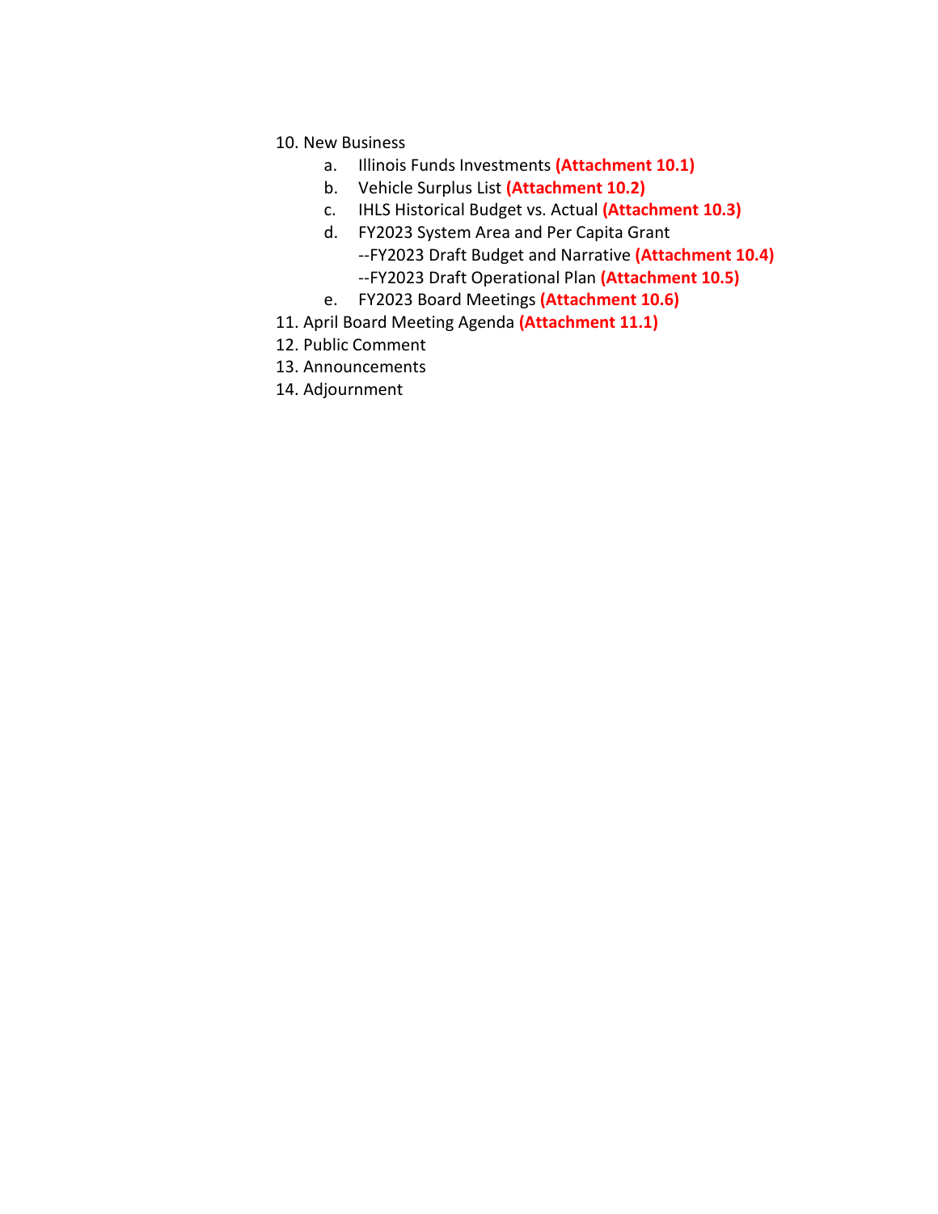10. New Business
    a. Illinois Funds Investments **(Attachment 10.1)**
    b. Vehicle Surplus List **(Attachment 10.2)**
    c. IHLS Historical Budget vs. Actual **(Attachment 10.3)**
    d. FY2023 System Area and Per Capita Grant
       --FY2023 Draft Budget and Narrative **(Attachment 10.4)**
       --FY2023 Draft Operational Plan **(Attachment 10.5)**
    e. FY2023 Board Meetings **(Attachment 10.6)**
11. April Board Meeting Agenda **(Attachment 11.1)**
12. Public Comment
13. Announcements
14. Adjournment